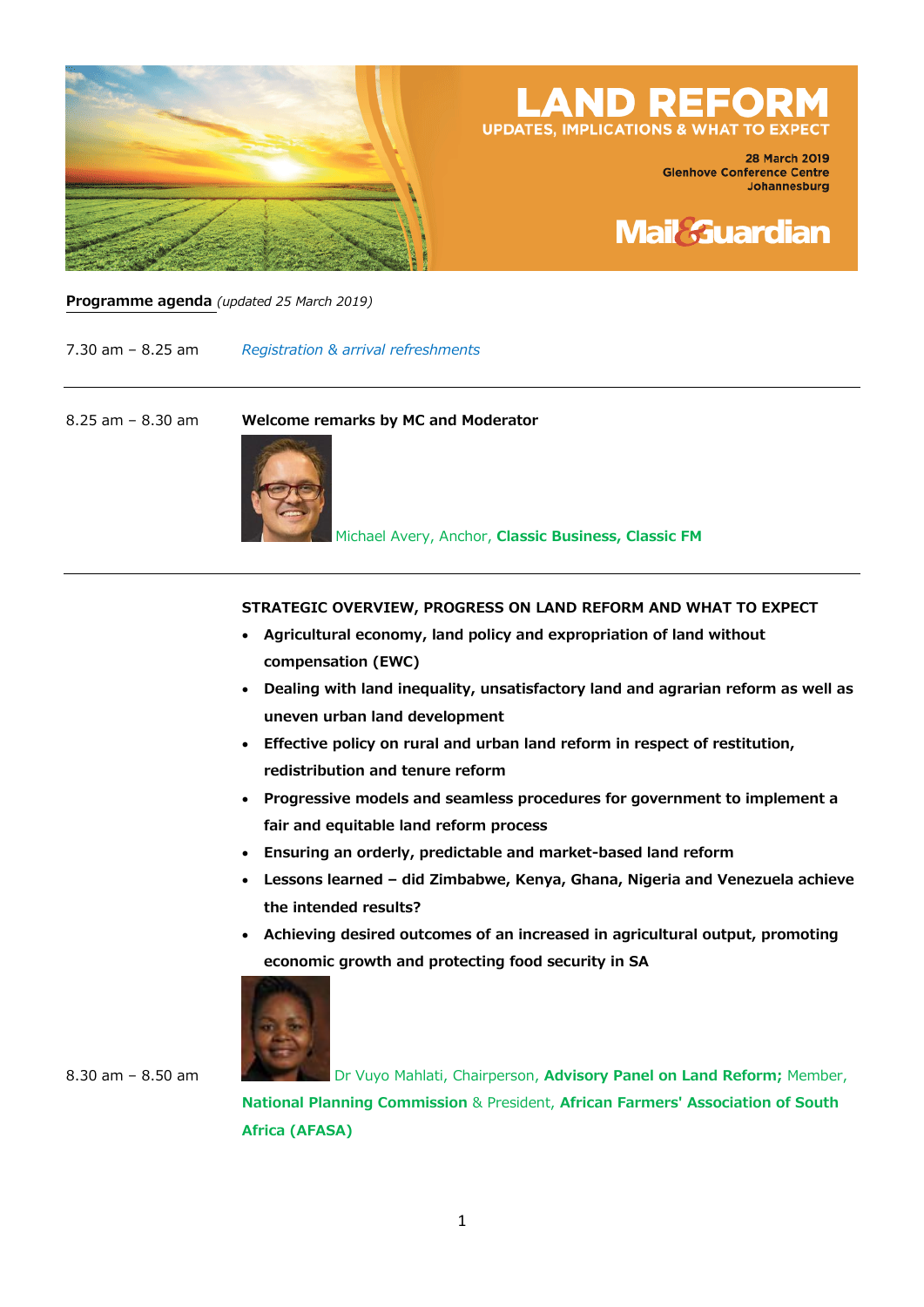# LAND REFORM

## UPDATES, IMPLICATIONS & WHAT TO EXPECT

28 March 2019
Glenhove Conference Centre
Johannesburg

Mail&Guardian

**Programme agenda** *(updated 25 March 2019)*

7.30 am – 8.25 am *Registration & arrival refreshments*

---

8.25 am – 8.30 am **Welcome remarks by MC and Moderator**

Michael Avery, Anchor, **Classic Business, Classic FM**

---

**STRATEGIC OVERVIEW, PROGRESS ON LAND REFORM AND WHAT TO EXPECT**

- **Agricultural economy, land policy and expropriation of land without compensation (EWC)**
- **Dealing with land inequality, unsatisfactory land and agrarian reform as well as uneven urban land development**
- **Effective policy on rural and urban land reform in respect of restitution, redistribution and tenure reform**
- **Progressive models and seamless procedures for government to implement a fair and equitable land reform process**
- **Ensuring an orderly, predictable and market-based land reform**
- **Lessons learned – did Zimbabwe, Kenya, Ghana, Nigeria and Venezuela achieve the intended results?**
- **Achieving desired outcomes of an increased in agricultural output, promoting economic growth and protecting food security in SA**

8.30 am – 8.50 am Dr Vuyo Mahlati, Chairperson, **Advisory Panel on Land Reform;** Member, **National Planning Commission** & President, **African Farmers' Association of South Africa (AFASA)**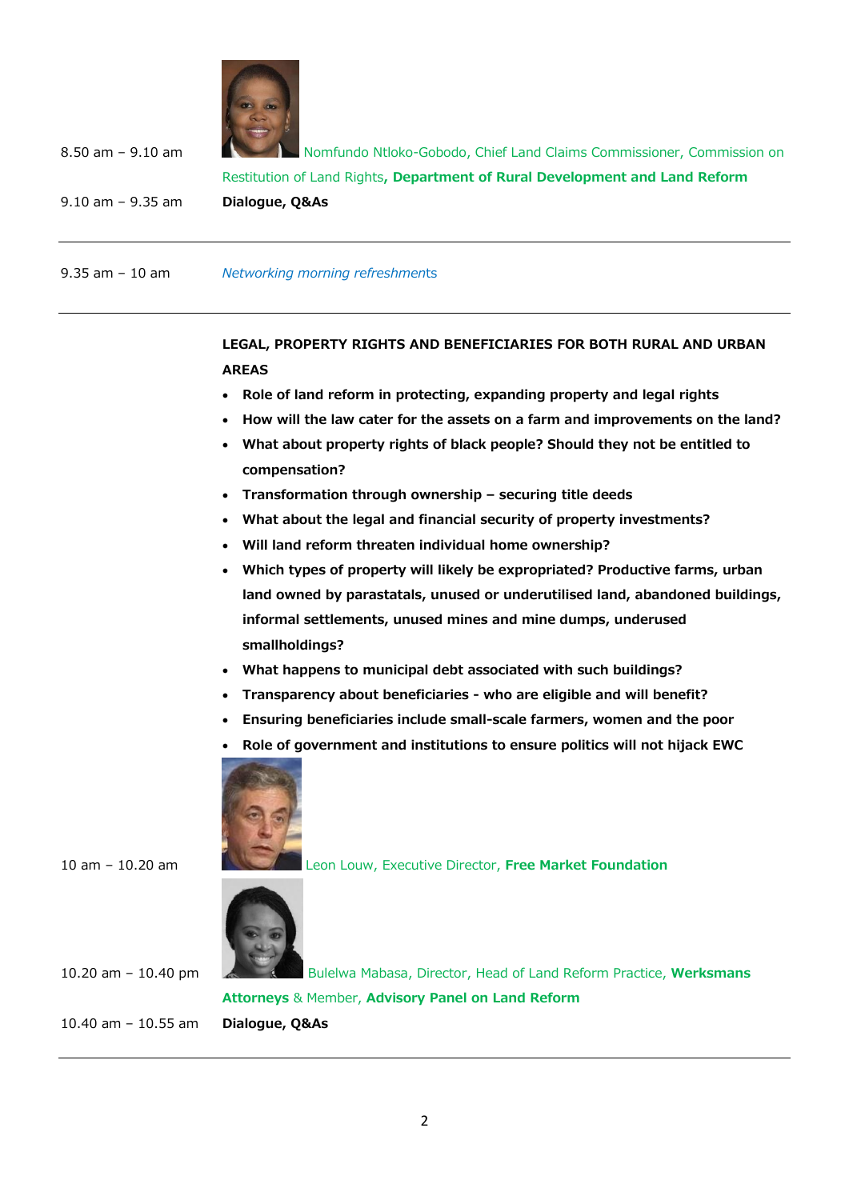8.50 am – 9.10 am Nomfundo Ntloko-Gobodo, Chief Land Claims Commissioner, Commission on Restitution of Land Rights**, Department of Rural Development and Land Reform**

9.10 am – 9.35 am **Dialogue, Q&As**

---

9.35 am – 10 am *Networking morning refreshments*

---

**LEGAL, PROPERTY RIGHTS AND BENEFICIARIES FOR BOTH RURAL AND URBAN AREAS**

- **Role of land reform in protecting, expanding property and legal rights**
- **How will the law cater for the assets on a farm and improvements on the land?**
- **What about property rights of black people? Should they not be entitled to compensation?**
- **Transformation through ownership – securing title deeds**
- **What about the legal and financial security of property investments?**
- **Will land reform threaten individual home ownership?**
- **Which types of property will likely be expropriated? Productive farms, urban land owned by parastatals, unused or underutilised land, abandoned buildings, informal settlements, unused mines and mine dumps, underused smallholdings?**
- **What happens to municipal debt associated with such buildings?**
- **Transparency about beneficiaries - who are eligible and will benefit?**
- **Ensuring beneficiaries include small-scale farmers, women and the poor**
- **Role of government and institutions to ensure politics will not hijack EWC**

10 am – 10.20 am Leon Louw, Executive Director, **Free Market Foundation**

10.20 am – 10.40 pm Bulelwa Mabasa, Director, Head of Land Reform Practice, **Werksmans Attorneys** & Member, **Advisory Panel on Land Reform**

10.40 am – 10.55 am **Dialogue, Q&As**

---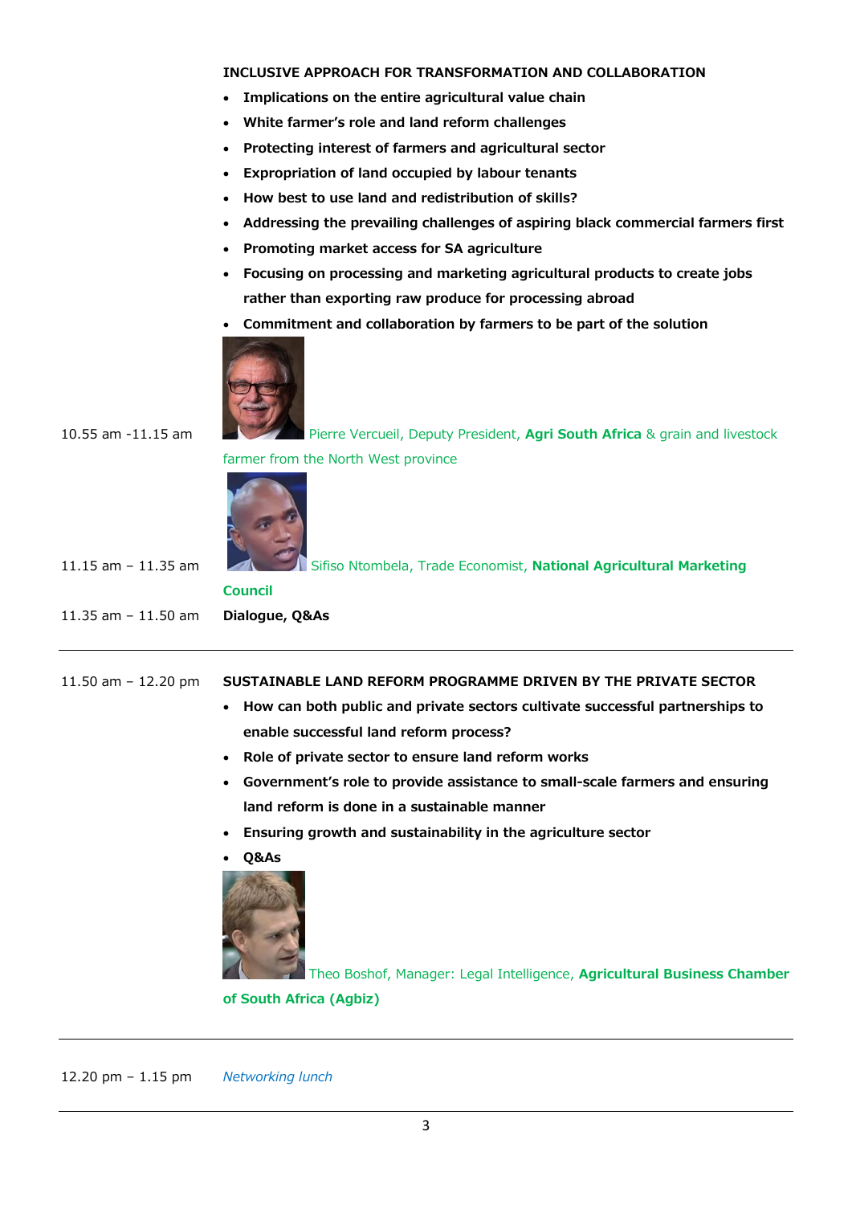**INCLUSIVE APPROACH FOR TRANSFORMATION AND COLLABORATION**

- **Implications on the entire agricultural value chain**
- **White farmer's role and land reform challenges**
- **Protecting interest of farmers and agricultural sector**
- **Expropriation of land occupied by labour tenants**
- **How best to use land and redistribution of skills?**
- **Addressing the prevailing challenges of aspiring black commercial farmers first**
- **Promoting market access for SA agriculture**
- **Focusing on processing and marketing agricultural products to create jobs rather than exporting raw produce for processing abroad**
- **Commitment and collaboration by farmers to be part of the solution**

10.55 am -11.15 am — Pierre Vercueil, Deputy President, **Agri South Africa** & grain and livestock farmer from the North West province

11.15 am – 11.35 am — Sifiso Ntombela, Trade Economist, **National Agricultural Marketing Council**

11.35 am – 11.50 am — **Dialogue, Q&As**

---

11.50 am – 12.20 pm — **SUSTAINABLE LAND REFORM PROGRAMME DRIVEN BY THE PRIVATE SECTOR**

- **How can both public and private sectors cultivate successful partnerships to enable successful land reform process?**
- **Role of private sector to ensure land reform works**
- **Government's role to provide assistance to small-scale farmers and ensuring land reform is done in a sustainable manner**
- **Ensuring growth and sustainability in the agriculture sector**
- **Q&As**

Theo Boshof, Manager: Legal Intelligence, **Agricultural Business Chamber of South Africa (Agbiz)**

---

12.20 pm – 1.15 pm — *Networking lunch*

---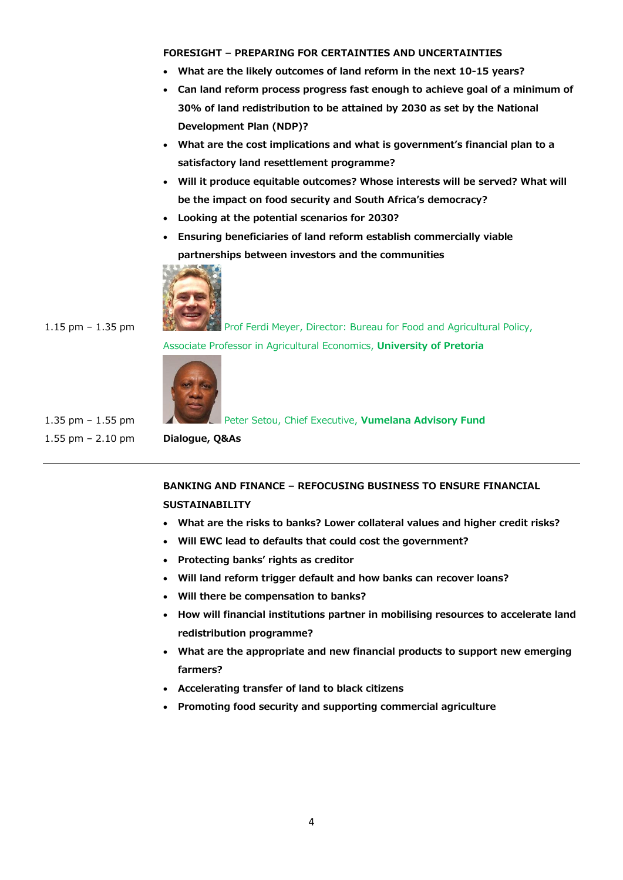**FORESIGHT – PREPARING FOR CERTAINTIES AND UNCERTAINTIES**

- **What are the likely outcomes of land reform in the next 10-15 years?**
- **Can land reform process progress fast enough to achieve goal of a minimum of 30% of land redistribution to be attained by 2030 as set by the National Development Plan (NDP)?**
- **What are the cost implications and what is government's financial plan to a satisfactory land resettlement programme?**
- **Will it produce equitable outcomes? Whose interests will be served? What will be the impact on food security and South Africa's democracy?**
- **Looking at the potential scenarios for 2030?**
- **Ensuring beneficiaries of land reform establish commercially viable partnerships between investors and the communities**

1.15 pm – 1.35 pm Prof Ferdi Meyer, Director: Bureau for Food and Agricultural Policy, Associate Professor in Agricultural Economics, **University of Pretoria**

1.35 pm – 1.55 pm Peter Setou, Chief Executive, **Vumelana Advisory Fund**

1.55 pm – 2.10 pm **Dialogue, Q&As**

---

**BANKING AND FINANCE – REFOCUSING BUSINESS TO ENSURE FINANCIAL SUSTAINABILITY**

- **What are the risks to banks? Lower collateral values and higher credit risks?**
- **Will EWC lead to defaults that could cost the government?**
- **Protecting banks' rights as creditor**
- **Will land reform trigger default and how banks can recover loans?**
- **Will there be compensation to banks?**
- **How will financial institutions partner in mobilising resources to accelerate land redistribution programme?**
- **What are the appropriate and new financial products to support new emerging farmers?**
- **Accelerating transfer of land to black citizens**
- **Promoting food security and supporting commercial agriculture**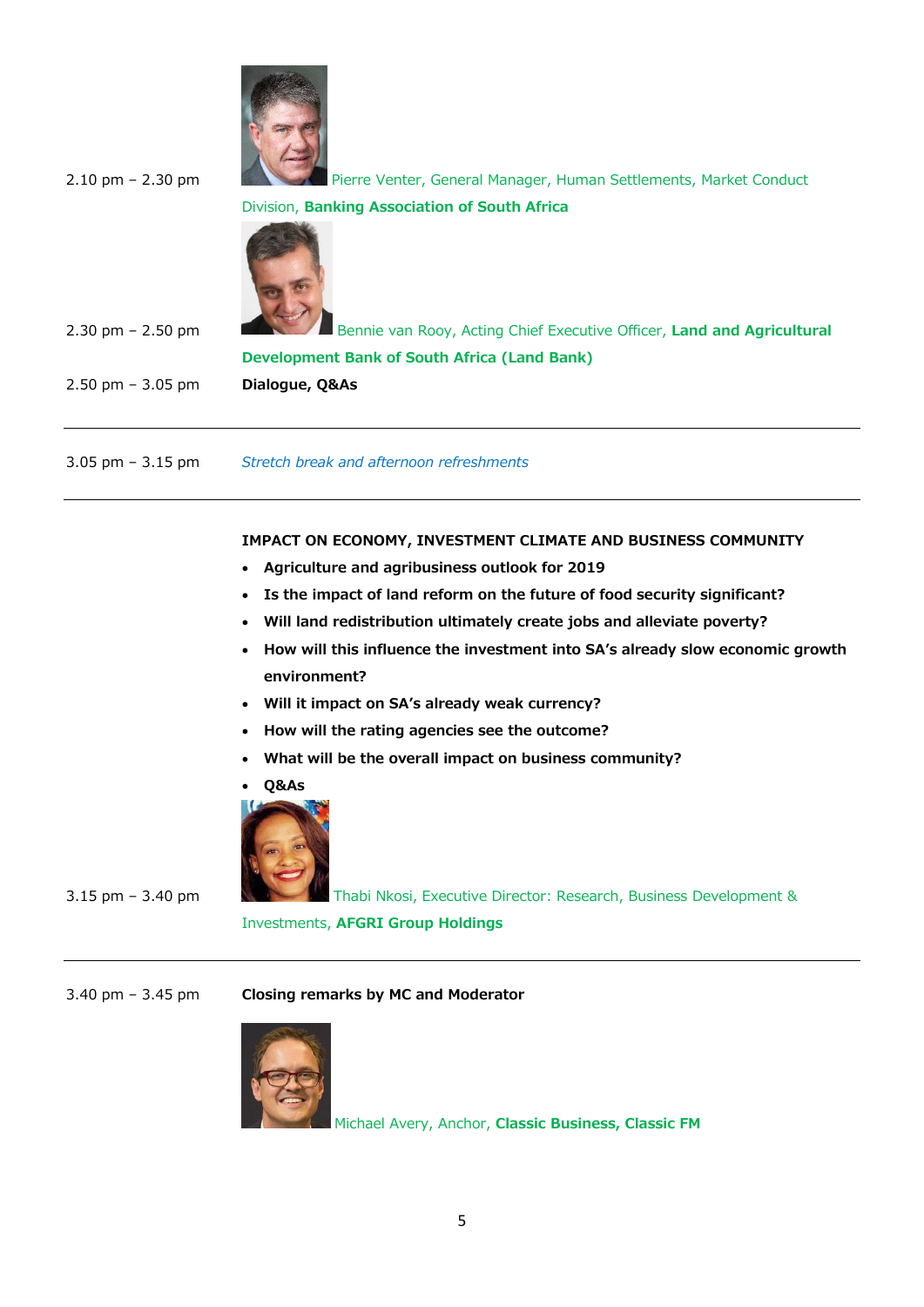2.10 pm – 2.30 pm Pierre Venter, General Manager, Human Settlements, Market Conduct Division, **Banking Association of South Africa**

2.30 pm – 2.50 pm Bennie van Rooy, Acting Chief Executive Officer, **Land and Agricultural Development Bank of South Africa (Land Bank)**

2.50 pm – 3.05 pm **Dialogue, Q&As**

---

3.05 pm – 3.15 pm *Stretch break and afternoon refreshments*

---

**IMPACT ON ECONOMY, INVESTMENT CLIMATE AND BUSINESS COMMUNITY**

- **Agriculture and agribusiness outlook for 2019**
- **Is the impact of land reform on the future of food security significant?**
- **Will land redistribution ultimately create jobs and alleviate poverty?**
- **How will this influence the investment into SA's already slow economic growth environment?**
- **Will it impact on SA's already weak currency?**
- **How will the rating agencies see the outcome?**
- **What will be the overall impact on business community?**
- **Q&As**

3.15 pm – 3.40 pm Thabi Nkosi, Executive Director: Research, Business Development & Investments, **AFGRI Group Holdings**

---

3.40 pm – 3.45 pm **Closing remarks by MC and Moderator**

Michael Avery, Anchor, **Classic Business, Classic FM**